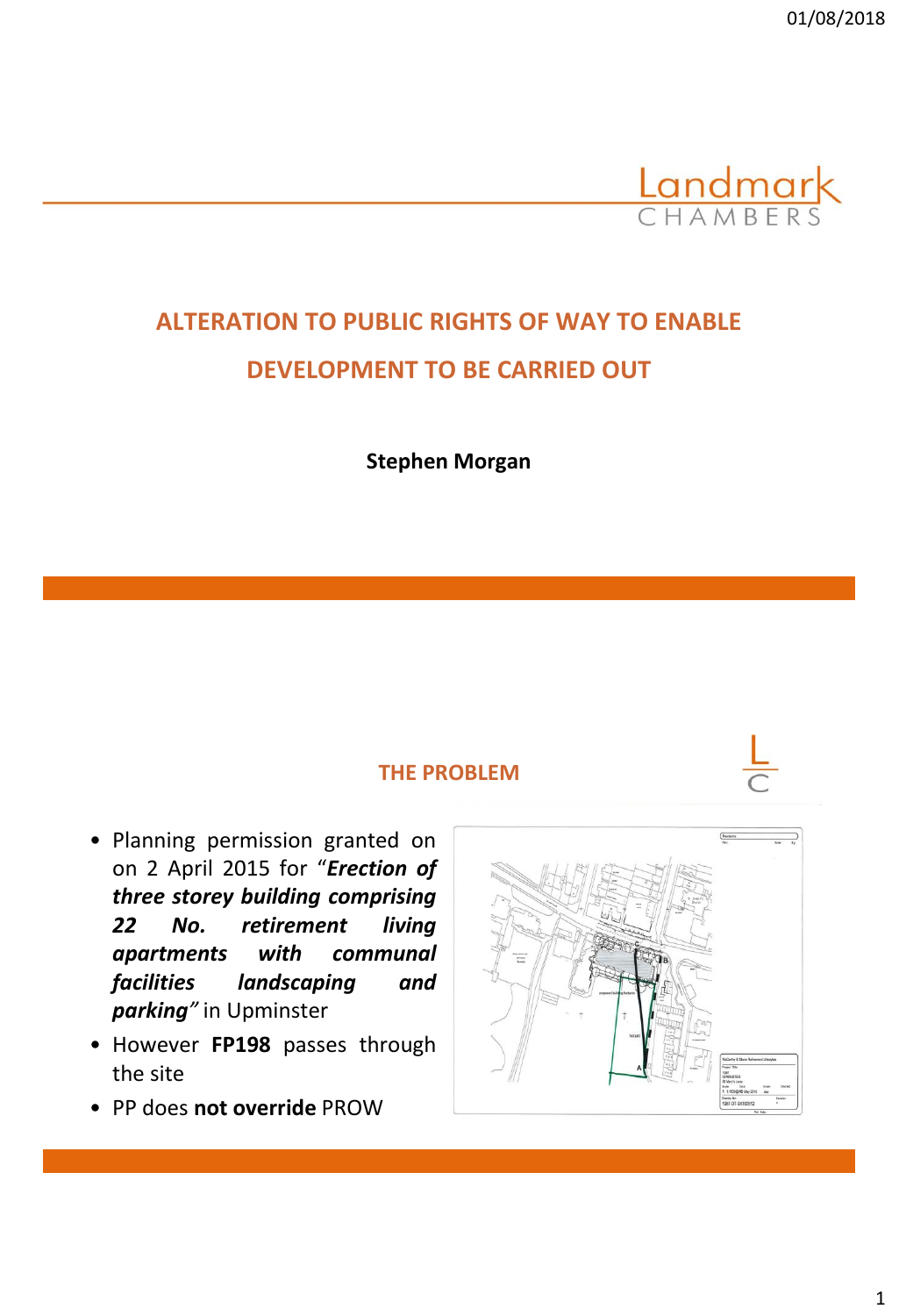Landmark
CHAMBERS

# ALTERATION TO PUBLIC RIGHTS OF WAY TO ENABLE DEVELOPMENT TO BE CARRIED OUT

**Stephen Morgan**

## THE PROBLEM

- Planning permission granted on on 2 April 2015 for "***Erection of three storey building comprising 22 No. retirement living apartments with communal facilities landscaping and parking***" in Upminster
- However **FP198** passes through the site
- PP does **not override** PROW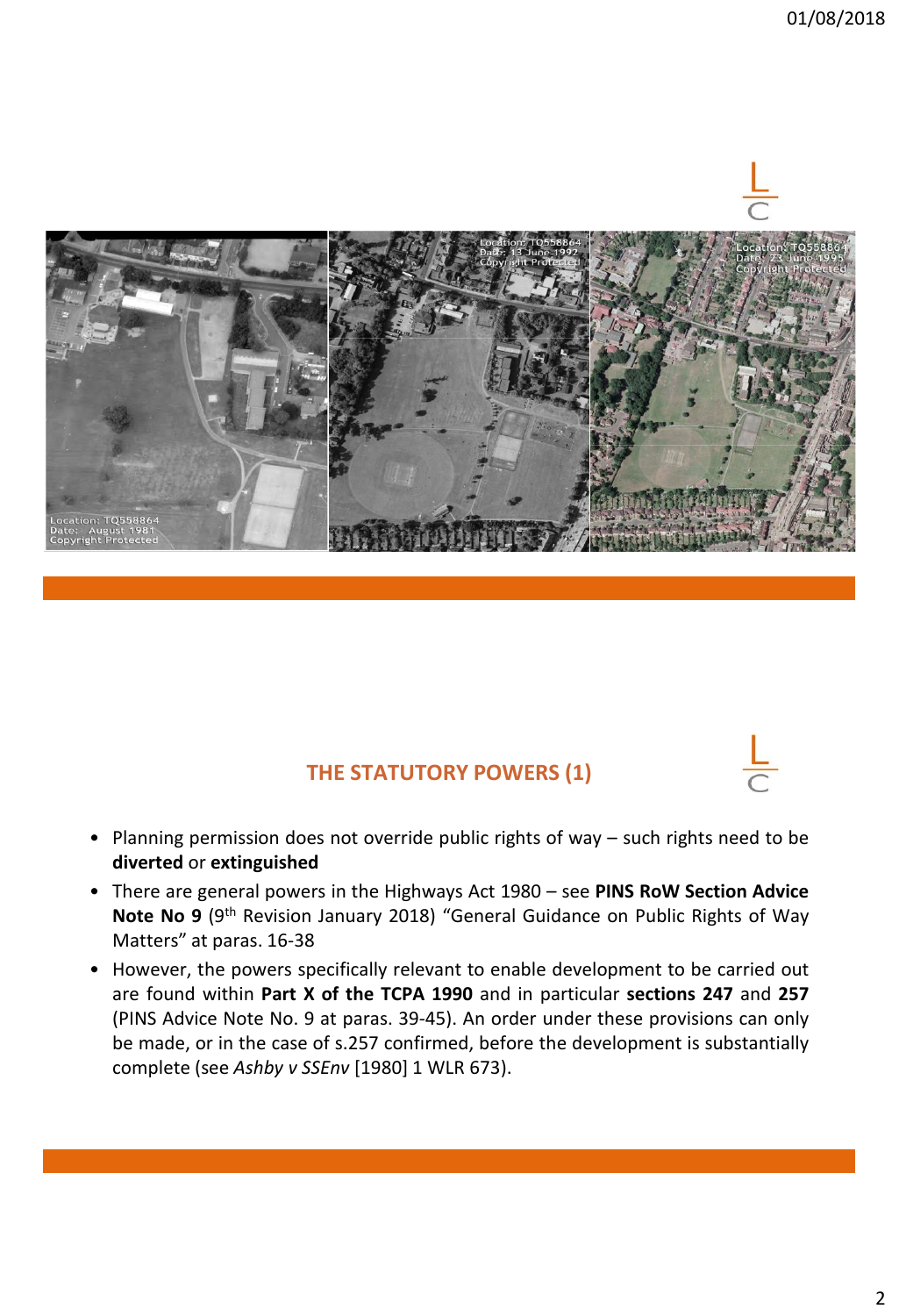## THE STATUTORY POWERS (1)

- Planning permission does not override public rights of way – such rights need to be **diverted** or **extinguished**
- There are general powers in the Highways Act 1980 – see **PINS RoW Section Advice Note No 9** (9th Revision January 2018) "General Guidance on Public Rights of Way Matters" at paras. 16-38
- However, the powers specifically relevant to enable development to be carried out are found within **Part X of the TCPA 1990** and in particular **sections 247** and **257** (PINS Advice Note No. 9 at paras. 39-45). An order under these provisions can only be made, or in the case of s.257 confirmed, before the development is substantially complete (see *Ashby v SSEnv* [1980] 1 WLR 673).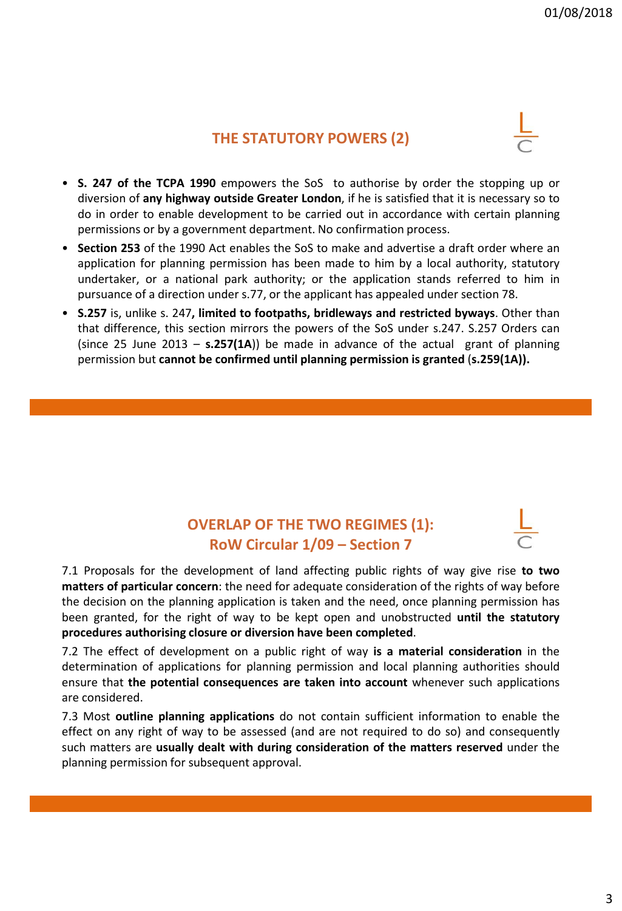## THE STATUTORY POWERS (2)

- **S. 247 of the TCPA 1990** empowers the SoS to authorise by order the stopping up or diversion of **any highway outside Greater London**, if he is satisfied that it is necessary so to do in order to enable development to be carried out in accordance with certain planning permissions or by a government department. No confirmation process.
- **Section 253** of the 1990 Act enables the SoS to make and advertise a draft order where an application for planning permission has been made to him by a local authority, statutory undertaker, or a national park authority; or the application stands referred to him in pursuance of a direction under s.77, or the applicant has appealed under section 78.
- **S.257** is, unlike s. 247**, limited to footpaths, bridleways and restricted byways**. Other than that difference, this section mirrors the powers of the SoS under s.247. S.257 Orders can (since 25 June 2013 – **s.257(1A)**) be made in advance of the actual grant of planning permission but **cannot be confirmed until planning permission is granted** (**s.259(1A)).**

## OVERLAP OF THE TWO REGIMES (1): RoW Circular 1/09 – Section 7

7.1 Proposals for the development of land affecting public rights of way give rise **to two matters of particular concern**: the need for adequate consideration of the rights of way before the decision on the planning application is taken and the need, once planning permission has been granted, for the right of way to be kept open and unobstructed **until the statutory procedures authorising closure or diversion have been completed**.

7.2 The effect of development on a public right of way **is a material consideration** in the determination of applications for planning permission and local planning authorities should ensure that **the potential consequences are taken into account** whenever such applications are considered.

7.3 Most **outline planning applications** do not contain sufficient information to enable the effect on any right of way to be assessed (and are not required to do so) and consequently such matters are **usually dealt with during consideration of the matters reserved** under the planning permission for subsequent approval.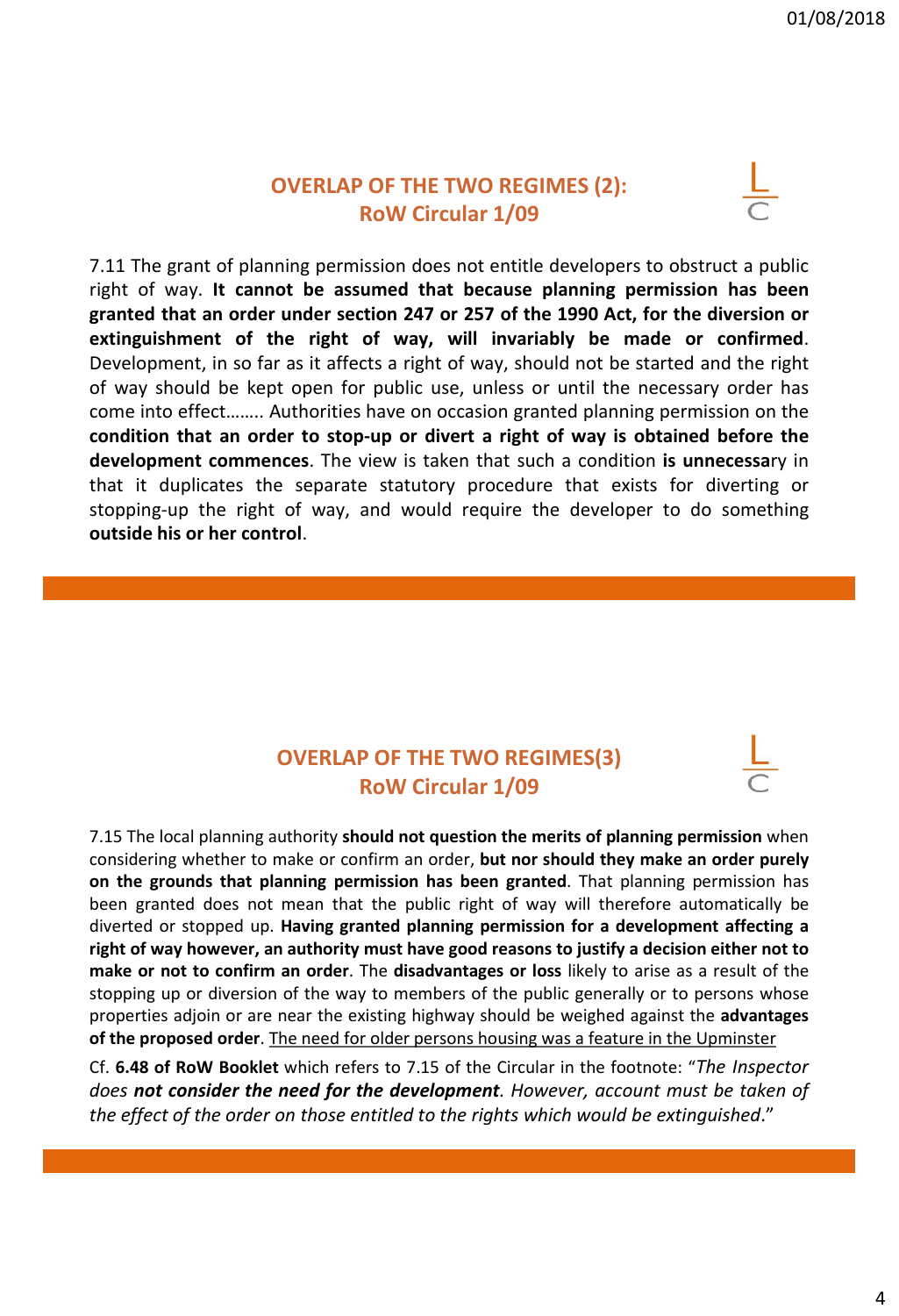## OVERLAP OF THE TWO REGIMES (2): RoW Circular 1/09

7.11 The grant of planning permission does not entitle developers to obstruct a public right of way. **It cannot be assumed that because planning permission has been granted that an order under section 247 or 257 of the 1990 Act, for the diversion or extinguishment of the right of way, will invariably be made or confirmed**. Development, in so far as it affects a right of way, should not be started and the right of way should be kept open for public use, unless or until the necessary order has come into effect…….. Authorities have on occasion granted planning permission on the **condition that an order to stop-up or divert a right of way is obtained before the development commences**. The view is taken that such a condition **is unnecessa**ry in that it duplicates the separate statutory procedure that exists for diverting or stopping-up the right of way, and would require the developer to do something **outside his or her control**.

## OVERLAP OF THE TWO REGIMES(3) RoW Circular 1/09

7.15 The local planning authority **should not question the merits of planning permission** when considering whether to make or confirm an order, **but nor should they make an order purely on the grounds that planning permission has been granted**. That planning permission has been granted does not mean that the public right of way will therefore automatically be diverted or stopped up. **Having granted planning permission for a development affecting a right of way however, an authority must have good reasons to justify a decision either not to make or not to confirm an order**. The **disadvantages or loss** likely to arise as a result of the stopping up or diversion of the way to members of the public generally or to persons whose properties adjoin or are near the existing highway should be weighed against the **advantages of the proposed order**. <u>The need for older persons housing was a feature in the Upminster</u>

Cf. **6.48 of RoW Booklet** which refers to 7.15 of the Circular in the footnote: "*The Inspector does **not consider the need for the development**. However, account must be taken of the effect of the order on those entitled to the rights which would be extinguished*."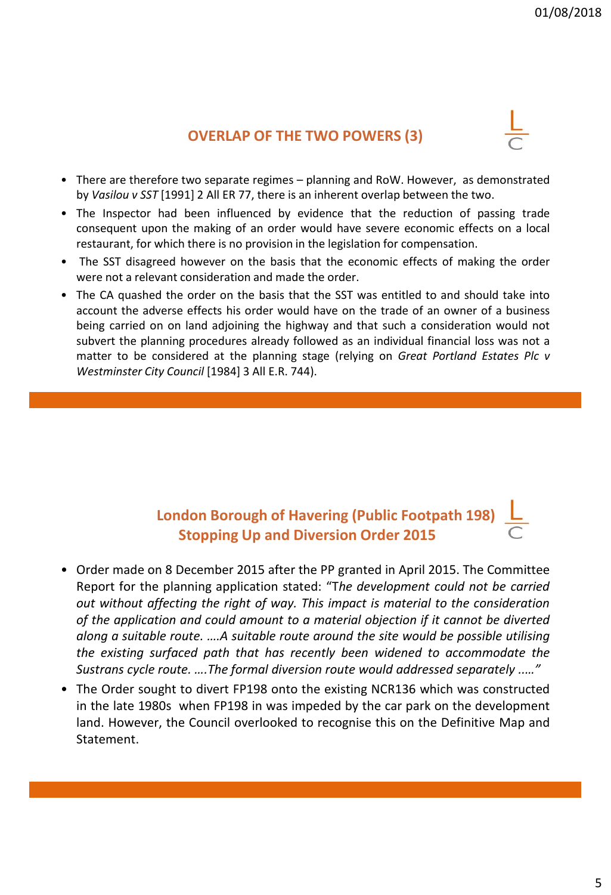## OVERLAP OF THE TWO POWERS (3)

- There are therefore two separate regimes – planning and RoW. However, as demonstrated by *Vasilou v SST* [1991] 2 All ER 77, there is an inherent overlap between the two.
- The Inspector had been influenced by evidence that the reduction of passing trade consequent upon the making of an order would have severe economic effects on a local restaurant, for which there is no provision in the legislation for compensation.
- The SST disagreed however on the basis that the economic effects of making the order were not a relevant consideration and made the order.
- The CA quashed the order on the basis that the SST was entitled to and should take into account the adverse effects his order would have on the trade of an owner of a business being carried on on land adjoining the highway and that such a consideration would not subvert the planning procedures already followed as an individual financial loss was not a matter to be considered at the planning stage (relying on *Great Portland Estates Plc v Westminster City Council* [1984] 3 All E.R. 744).

## London Borough of Havering (Public Footpath 198) Stopping Up and Diversion Order 2015

- Order made on 8 December 2015 after the PP granted in April 2015. The Committee Report for the planning application stated: "T*he development could not be carried out without affecting the right of way. This impact is material to the consideration of the application and could amount to a material objection if it cannot be diverted along a suitable route. ….A suitable route around the site would be possible utilising the existing surfaced path that has recently been widened to accommodate the Sustrans cycle route. ….The formal diversion route would addressed separately .….*"
- The Order sought to divert FP198 onto the existing NCR136 which was constructed in the late 1980s when FP198 in was impeded by the car park on the development land. However, the Council overlooked to recognise this on the Definitive Map and Statement.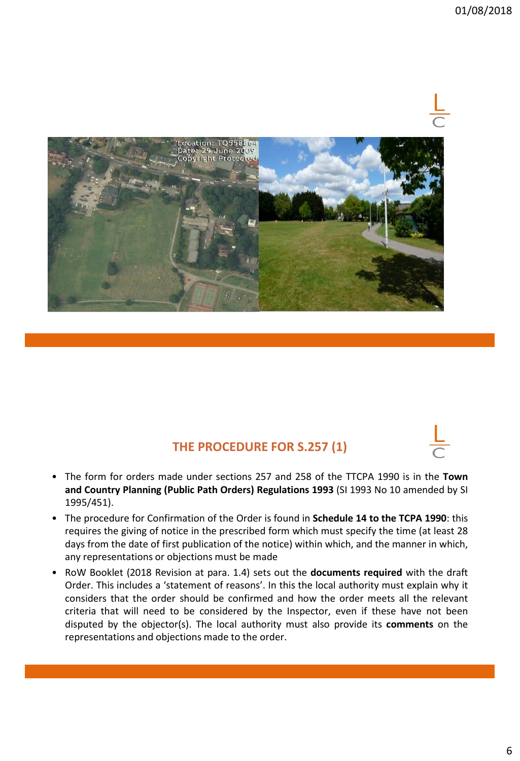## THE PROCEDURE FOR S.257 (1)

- The form for orders made under sections 257 and 258 of the TTCPA 1990 is in the **Town and Country Planning (Public Path Orders) Regulations 1993** (SI 1993 No 10 amended by SI 1995/451).
- The procedure for Confirmation of the Order is found in **Schedule 14 to the TCPA 1990**: this requires the giving of notice in the prescribed form which must specify the time (at least 28 days from the date of first publication of the notice) within which, and the manner in which, any representations or objections must be made
- RoW Booklet (2018 Revision at para. 1.4) sets out the **documents required** with the draft Order. This includes a 'statement of reasons'. In this the local authority must explain why it considers that the order should be confirmed and how the order meets all the relevant criteria that will need to be considered by the Inspector, even if these have not been disputed by the objector(s). The local authority must also provide its **comments** on the representations and objections made to the order.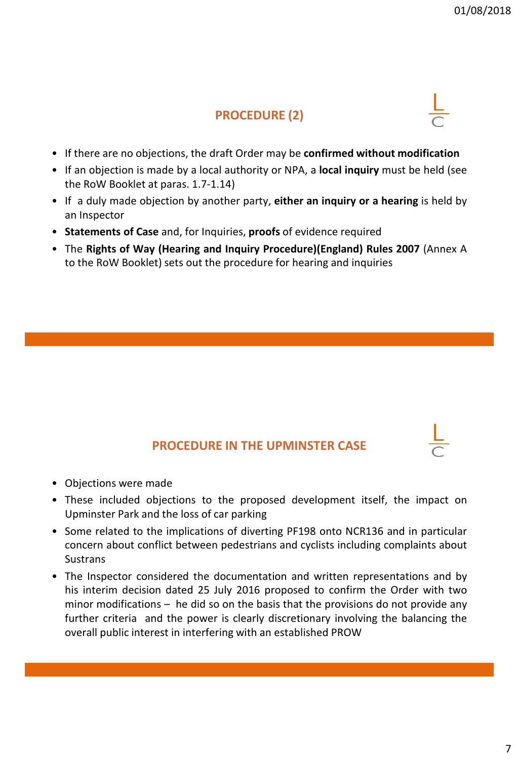## PROCEDURE (2)

- If there are no objections, the draft Order may be **confirmed without modification**
- If an objection is made by a local authority or NPA, a **local inquiry** must be held (see the RoW Booklet at paras. 1.7-1.14)
- If a duly made objection by another party, **either an inquiry or a hearing** is held by an Inspector
- **Statements of Case** and, for Inquiries, **proofs** of evidence required
- The **Rights of Way (Hearing and Inquiry Procedure)(England) Rules 2007** (Annex A to the RoW Booklet) sets out the procedure for hearing and inquiries

## PROCEDURE IN THE UPMINSTER CASE

- Objections were made
- These included objections to the proposed development itself, the impact on Upminster Park and the loss of car parking
- Some related to the implications of diverting PF198 onto NCR136 and in particular concern about conflict between pedestrians and cyclists including complaints about Sustrans
- The Inspector considered the documentation and written representations and by his interim decision dated 25 July 2016 proposed to confirm the Order with two minor modifications – he did so on the basis that the provisions do not provide any further criteria and the power is clearly discretionary involving the balancing the overall public interest in interfering with an established PROW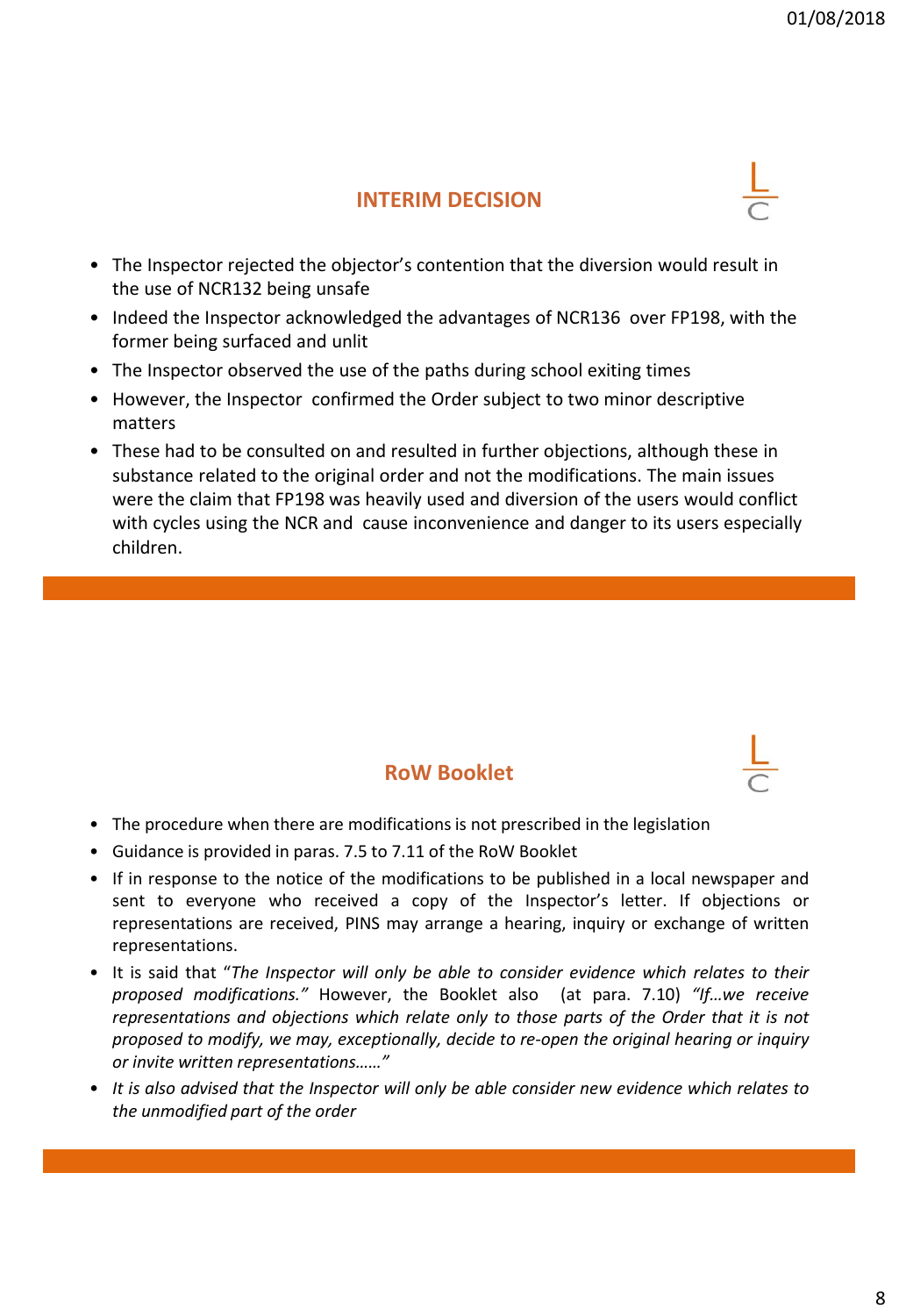## INTERIM DECISION

- The Inspector rejected the objector's contention that the diversion would result in the use of NCR132 being unsafe
- Indeed the Inspector acknowledged the advantages of NCR136 over FP198, with the former being surfaced and unlit
- The Inspector observed the use of the paths during school exiting times
- However, the Inspector confirmed the Order subject to two minor descriptive matters
- These had to be consulted on and resulted in further objections, although these in substance related to the original order and not the modifications. The main issues were the claim that FP198 was heavily used and diversion of the users would conflict with cycles using the NCR and cause inconvenience and danger to its users especially children.

## RoW Booklet

- The procedure when there are modifications is not prescribed in the legislation
- Guidance is provided in paras. 7.5 to 7.11 of the RoW Booklet
- If in response to the notice of the modifications to be published in a local newspaper and sent to everyone who received a copy of the Inspector's letter. If objections or representations are received, PINS may arrange a hearing, inquiry or exchange of written representations.
- It is said that "*The Inspector will only be able to consider evidence which relates to their proposed modifications.*" However, the Booklet also (at para. 7.10) *"If…we receive representations and objections which relate only to those parts of the Order that it is not proposed to modify, we may, exceptionally, decide to re-open the original hearing or inquiry or invite written representations……"*
- *It is also advised that the Inspector will only be able consider new evidence which relates to the unmodified part of the order*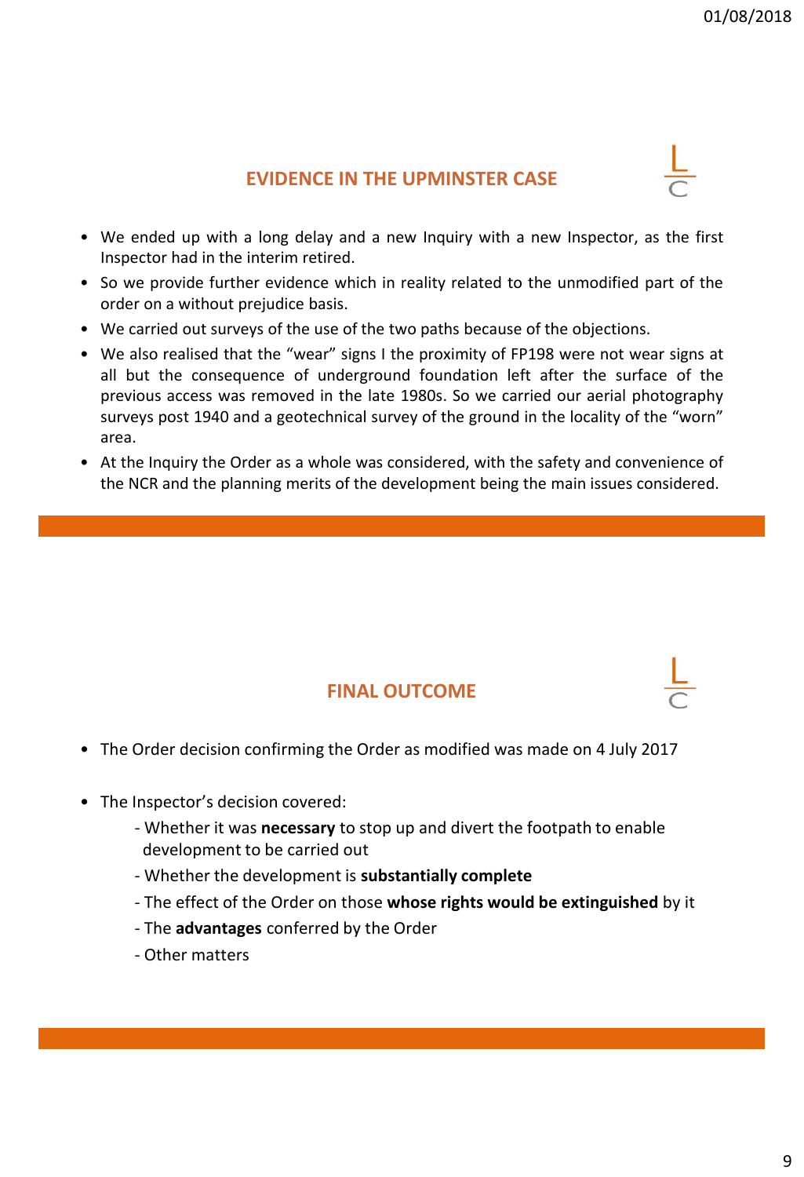## EVIDENCE IN THE UPMINSTER CASE

- We ended up with a long delay and a new Inquiry with a new Inspector, as the first Inspector had in the interim retired.
- So we provide further evidence which in reality related to the unmodified part of the order on a without prejudice basis.
- We carried out surveys of the use of the two paths because of the objections.
- We also realised that the “wear” signs I the proximity of FP198 were not wear signs at all but the consequence of underground foundation left after the surface of the previous access was removed in the late 1980s. So we carried our aerial photography surveys post 1940 and a geotechnical survey of the ground in the locality of the “worn” area.
- At the Inquiry the Order as a whole was considered, with the safety and convenience of the NCR and the planning merits of the development being the main issues considered.

## FINAL OUTCOME

- The Order decision confirming the Order as modified was made on 4 July 2017
- The Inspector’s decision covered:
  - Whether it was **necessary** to stop up and divert the footpath to enable development to be carried out
  - Whether the development is **substantially complete**
  - The effect of the Order on those **whose rights would be extinguished** by it
  - The **advantages** conferred by the Order
  - Other matters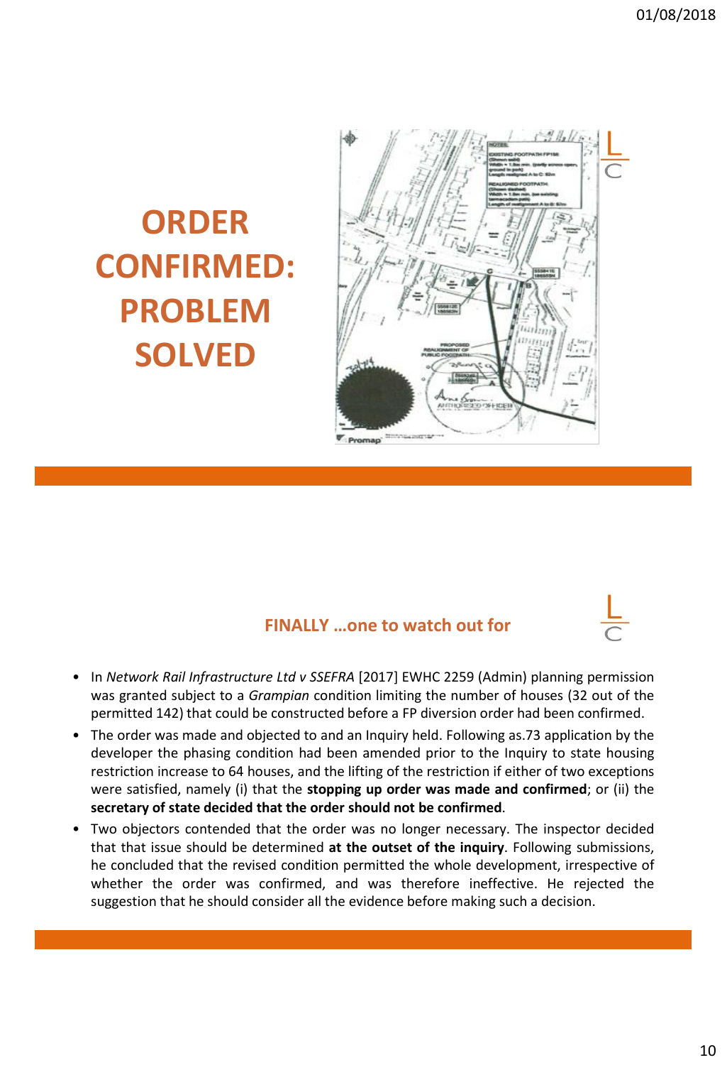# ORDER CONFIRMED: PROBLEM SOLVED

## FINALLY …one to watch out for

- In *Network Rail Infrastructure Ltd v SSEFRA* [2017] EWHC 2259 (Admin) planning permission was granted subject to a *Grampian* condition limiting the number of houses (32 out of the permitted 142) that could be constructed before a FP diversion order had been confirmed.
- The order was made and objected to and an Inquiry held. Following as.73 application by the developer the phasing condition had been amended prior to the Inquiry to state housing restriction increase to 64 houses, and the lifting of the restriction if either of two exceptions were satisfied, namely (i) that the **stopping up order was made and confirmed**; or (ii) the **secretary of state decided that the order should not be confirmed**.
- Two objectors contended that the order was no longer necessary. The inspector decided that that issue should be determined **at the outset of the inquiry**. Following submissions, he concluded that the revised condition permitted the whole development, irrespective of whether the order was confirmed, and was therefore ineffective. He rejected the suggestion that he should consider all the evidence before making such a decision.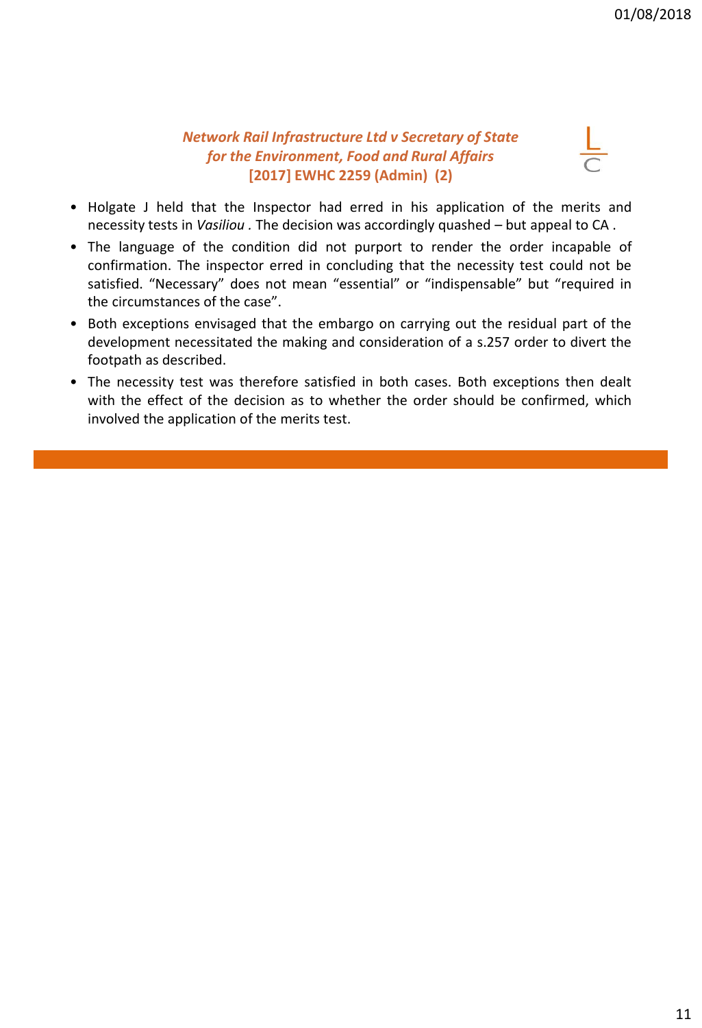### *Network Rail Infrastructure Ltd v Secretary of State for the Environment, Food and Rural Affairs* [2017] EWHC 2259 (Admin) (2)

- Holgate J held that the Inspector had erred in his application of the merits and necessity tests in *Vasiliou* . The decision was accordingly quashed – but appeal to CA .
- The language of the condition did not purport to render the order incapable of confirmation. The inspector erred in concluding that the necessity test could not be satisfied. “Necessary” does not mean “essential” or “indispensable” but “required in the circumstances of the case”.
- Both exceptions envisaged that the embargo on carrying out the residual part of the development necessitated the making and consideration of a s.257 order to divert the footpath as described.
- The necessity test was therefore satisfied in both cases. Both exceptions then dealt with the effect of the decision as to whether the order should be confirmed, which involved the application of the merits test.